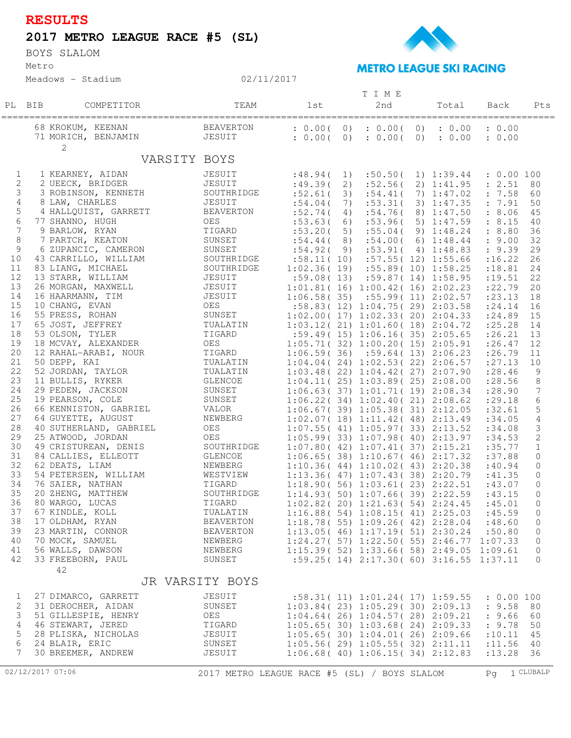# RESULTS

## 2017 METRO LEAGUE RACE #5 (SL)

BOYS SLALOM

Metro

Meadows - Stadium 02/11/2017

METRO LEAGUE SKI RACING

| PL | BIB | COMPETITOR | TEAM | 1st | 2nd | Total | Back | Pts |
|---|---|---|---|---|---|---|---|---|
| | 68 | KROKUM, KEENAN | BEAVERTON | : 0.00( 0) | : 0.00( 0) | : 0.00 | : 0.00 | |
| | 71 | MORICH, BENJAMIN | JESUIT | : 0.00( 0) | : 0.00( 0) | : 0.00 | : 0.00 | |
| | | 2 | | | | | | |
| | | **VARSITY BOYS** | | | | | | |
| 1 | 1 | KEARNEY, AIDAN | JESUIT | :48.94( 1) | :50.50( 1) | 1:39.44 | : 0.00 | 100 |
| 2 | 2 | UEECK, BRIDGER | JESUIT | :49.39( 2) | :52.56( 2) | 1:41.95 | : 2.51 | 80 |
| 3 | 3 | ROBINSON, KENNETH | SOUTHRIDGE | :52.61( 3) | :54.41( 7) | 1:47.02 | : 7.58 | 60 |
| 4 | 8 | LAW, CHARLES | JESUIT | :54.04( 7) | :53.31( 3) | 1:47.35 | : 7.91 | 50 |
| 5 | 4 | HALLQUIST, GARRETT | BEAVERTON | :52.74( 4) | :54.76( 8) | 1:47.50 | : 8.06 | 45 |
| 6 | 77 | SHANNO, HUGH | OES | :53.63( 6) | :53.96( 5) | 1:47.59 | : 8.15 | 40 |
| 7 | 9 | BARLOW, RYAN | TIGARD | :53.20( 5) | :55.04( 9) | 1:48.24 | : 8.80 | 36 |
| 8 | 7 | PARTCH, KEATON | SUNSET | :54.44( 8) | :54.00( 6) | 1:48.44 | : 9.00 | 32 |
| 9 | 6 | ZUPANCIC, CAMERON | SUNSET | :54.92( 9) | :53.91( 4) | 1:48.83 | : 9.39 | 29 |
| 10 | 43 | CARRILLO, WILLIAM | SOUTHRIDGE | :58.11( 10) | :57.55( 12) | 1:55.66 | :16.22 | 26 |
| 11 | 83 | LIANG, MICHAEL | SOUTHRIDGE | 1:02.36( 19) | :55.89( 10) | 1:58.25 | :18.81 | 24 |
| 12 | 13 | STARR, WILLIAM | JESUIT | :59.08( 13) | :59.87( 14) | 1:58.95 | :19.51 | 22 |
| 13 | 26 | MORGAN, MAXWELL | JESUIT | 1:01.81( 16) | 1:00.42( 16) | 2:02.23 | :22.79 | 20 |
| 14 | 16 | HAARMANN, TIM | JESUIT | 1:06.58( 35) | :55.99( 11) | 2:02.57 | :23.13 | 18 |
| 15 | 10 | CHANG, EVAN | OES | :58.83( 12) | 1:04.75( 29) | 2:03.58 | :24.14 | 16 |
| 16 | 55 | PRESS, ROHAN | SUNSET | 1:02.00( 17) | 1:02.33( 20) | 2:04.33 | :24.89 | 15 |
| 17 | 65 | JOST, JEFFREY | TUALATIN | 1:03.12( 21) | 1:01.60( 18) | 2:04.72 | :25.28 | 14 |
| 18 | 53 | OLSON, TYLER | TIGARD | :59.49( 15) | 1:06.16( 35) | 2:05.65 | :26.21 | 13 |
| 19 | 18 | MCVAY, ALEXANDER | OES | 1:05.71( 32) | 1:00.20( 15) | 2:05.91 | :26.47 | 12 |
| 20 | 12 | RAHAL-ARABI, NOUR | TIGARD | 1:06.59( 36) | :59.64( 13) | 2:06.23 | :26.79 | 11 |
| 21 | 50 | DEPP, KAI | TUALATIN | 1:04.04( 24) | 1:02.53( 22) | 2:06.57 | :27.13 | 10 |
| 22 | 52 | JORDAN, TAYLOR | TUALATIN | 1:03.48( 22) | 1:04.42( 27) | 2:07.90 | :28.46 | 9 |
| 23 | 11 | BULLIS, RYKER | GLENCOE | 1:04.11( 25) | 1:03.89( 25) | 2:08.00 | :28.56 | 8 |
| 24 | 29 | PEDEN, JACKSON | SUNSET | 1:06.63( 37) | 1:01.71( 19) | 2:08.34 | :28.90 | 7 |
| 25 | 19 | PEARSON, COLE | SUNSET | 1:06.22( 34) | 1:02.40( 21) | 2:08.62 | :29.18 | 6 |
| 26 | 66 | KENNISTON, GABRIEL | VALOR | 1:06.67( 39) | 1:05.38( 31) | 2:12.05 | :32.61 | 5 |
| 27 | 64 | GUYETTE, AUGUST | NEWBERG | 1:02.07( 18) | 1:11.42( 48) | 2:13.49 | :34.05 | 4 |
| 28 | 40 | SUTHERLAND, GABRIEL | OES | 1:07.55( 41) | 1:05.97( 33) | 2:13.52 | :34.08 | 3 |
| 29 | 25 | ATWOOD, JORDAN | OES | 1:05.99( 33) | 1:07.98( 40) | 2:13.97 | :34.53 | 2 |
| 30 | 49 | CRISTUREAN, DENIS | SOUTHRIDGE | 1:07.80( 42) | 1:07.41( 37) | 2:15.21 | :35.77 | 1 |
| 31 | 84 | CALLIES, ELLEOTT | GLENCOE | 1:06.65( 38) | 1:10.67( 46) | 2:17.32 | :37.88 | 0 |
| 32 | 62 | DEATS, LIAM | NEWBERG | 1:10.36( 44) | 1:10.02( 43) | 2:20.38 | :40.94 | 0 |
| 33 | 54 | PETERSEN, WILLIAM | WESTVIEW | 1:13.36( 47) | 1:07.43( 38) | 2:20.79 | :41.35 | 0 |
| 34 | 76 | SAIER, NATHAN | TIGARD | 1:18.90( 56) | 1:03.61( 23) | 2:22.51 | :43.07 | 0 |
| 35 | 20 | ZHENG, MATTHEW | SOUTHRIDGE | 1:14.93( 50) | 1:07.66( 39) | 2:22.59 | :43.15 | 0 |
| 36 | 80 | WARGO, LUCAS | TIGARD | 1:02.82( 20) | 1:21.63( 54) | 2:24.45 | :45.01 | 0 |
| 37 | 67 | KINDLE, KOLL | TUALATIN | 1:16.88( 54) | 1:08.15( 41) | 2:25.03 | :45.59 | 0 |
| 38 | 17 | OLDHAM, RYAN | BEAVERTON | 1:18.78( 55) | 1:09.26( 42) | 2:28.04 | :48.60 | 0 |
| 39 | 23 | MARTIN, CONNOR | BEAVERTON | 1:13.05( 46) | 1:17.19( 51) | 2:30.24 | :50.80 | 0 |
| 40 | 70 | MOCK, SAMUEL | NEWBERG | 1:24.27( 57) | 1:22.50( 55) | 2:46.77 | 1:07.33 | 0 |
| 41 | 56 | WALLS, DAWSON | NEWBERG | 1:15.39( 52) | 1:33.66( 58) | 2:49.05 | 1:09.61 | 0 |
| 42 | 33 | FREEBORN, PAUL | SUNSET | :59.25( 14) | 2:17.30( 60) | 3:16.55 | 1:37.11 | 0 |
| | | 42 | | | | | | |
| | | **JR VARSITY BOYS** | | | | | | |
| 1 | 27 | DIMARCO, GARRETT | JESUIT | :58.31( 11) | 1:01.24( 17) | 1:59.55 | : 0.00 | 100 |
| 2 | 31 | DEROCHER, AIDAN | SUNSET | 1:03.84( 23) | 1:05.29( 30) | 2:09.13 | : 9.58 | 80 |
| 3 | 51 | GILLESPIE, HENRY | OES | 1:04.64( 26) | 1:04.57( 28) | 2:09.21 | : 9.66 | 60 |
| 4 | 46 | STEWART, JERED | TIGARD | 1:05.65( 30) | 1:03.68( 24) | 2:09.33 | : 9.78 | 50 |
| 5 | 28 | PLISKA, NICHOLAS | JESUIT | 1:05.65( 30) | 1:04.01( 26) | 2:09.66 | :10.11 | 45 |
| 6 | 24 | BLAIR, ERIC | SUNSET | 1:05.56( 29) | 1:05.55( 32) | 2:11.11 | :11.56 | 40 |
| 7 | 30 | BREEMER, ANDREW | JESUIT | 1:06.68( 40) | 1:06.15( 34) | 2:12.83 | :13.28 | 36 |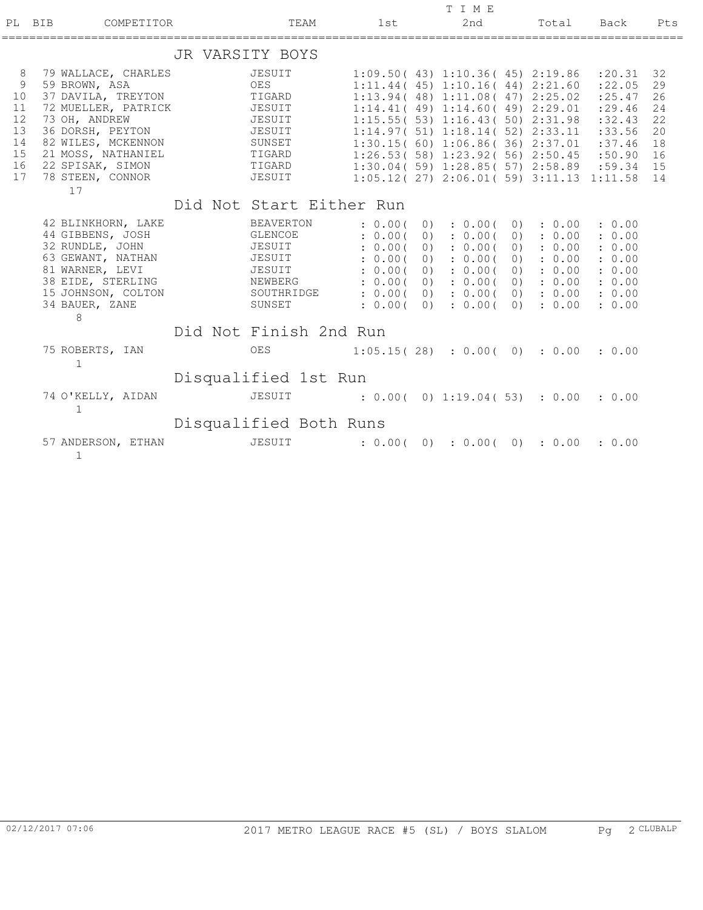| PL | BIB | COMPETITOR | TEAM | 1st | | 2nd | | Total | Back | Pts |
|---|---|---|---|---|---|---|---|---|---|---|
| | | **JR VARSITY BOYS** | | | | | | | | |
| 8 | 79 | WALLACE, CHARLES | JESUIT | 1:09.50 | ( 43) | 1:10.36 | ( 45) | 2:19.86 | :20.31 | 32 |
| 9 | 59 | BROWN, ASA | OES | 1:11.44 | ( 45) | 1:10.16 | ( 44) | 2:21.60 | :22.05 | 29 |
| 10 | 37 | DAVILA, TREYTON | TIGARD | 1:13.94 | ( 48) | 1:11.08 | ( 47) | 2:25.02 | :25.47 | 26 |
| 11 | 72 | MUELLER, PATRICK | JESUIT | 1:14.41 | ( 49) | 1:14.60 | ( 49) | 2:29.01 | :29.46 | 24 |
| 12 | 73 | OH, ANDREW | JESUIT | 1:15.55 | ( 53) | 1:16.43 | ( 50) | 2:31.98 | :32.43 | 22 |
| 13 | 36 | DORSH, PEYTON | JESUIT | 1:14.97 | ( 51) | 1:18.14 | ( 52) | 2:33.11 | :33.56 | 20 |
| 14 | 82 | WILES, MCKENNON | SUNSET | 1:30.15 | ( 60) | 1:06.86 | ( 36) | 2:37.01 | :37.46 | 18 |
| 15 | 21 | MOSS, NATHANIEL | TIGARD | 1:26.53 | ( 58) | 1:23.92 | ( 56) | 2:50.45 | :50.90 | 16 |
| 16 | 22 | SPISAK, SIMON | TIGARD | 1:30.04 | ( 59) | 1:28.85 | ( 57) | 2:58.89 | :59.34 | 15 |
| 17 | 78 | STEEN, CONNOR | JESUIT | 1:05.12 | ( 27) | 2:06.01 | ( 59) | 3:11.13 | 1:11.58 | 14 |
| | 17 | | | | | | | | | |
| | | **Did Not Start Either Run** | | | | | | | | |
| | 42 | BLINKHORN, LAKE | BEAVERTON | : 0.00 | ( 0) | : 0.00 | ( 0) | : 0.00 | : 0.00 | |
| | 44 | GIBBENS, JOSH | GLENCOE | : 0.00 | ( 0) | : 0.00 | ( 0) | : 0.00 | : 0.00 | |
| | 32 | RUNDLE, JOHN | JESUIT | : 0.00 | ( 0) | : 0.00 | ( 0) | : 0.00 | : 0.00 | |
| | 63 | GEWANT, NATHAN | JESUIT | : 0.00 | ( 0) | : 0.00 | ( 0) | : 0.00 | : 0.00 | |
| | 81 | WARNER, LEVI | JESUIT | : 0.00 | ( 0) | : 0.00 | ( 0) | : 0.00 | : 0.00 | |
| | 38 | EIDE, STERLING | NEWBERG | : 0.00 | ( 0) | : 0.00 | ( 0) | : 0.00 | : 0.00 | |
| | 15 | JOHNSON, COLTON | SOUTHRIDGE | : 0.00 | ( 0) | : 0.00 | ( 0) | : 0.00 | : 0.00 | |
| | 34 | BAUER, ZANE | SUNSET | : 0.00 | ( 0) | : 0.00 | ( 0) | : 0.00 | : 0.00 | |
| | 8 | | | | | | | | | |
| | | **Did Not Finish 2nd Run** | | | | | | | | |
| | 75 | ROBERTS, IAN | OES | 1:05.15 | ( 28) | : 0.00 | ( 0) | : 0.00 | : 0.00 | |
| | 1 | | | | | | | | | |
| | | **Disqualified 1st Run** | | | | | | | | |
| | 74 | O'KELLY, AIDAN | JESUIT | : 0.00 | ( 0) | 1:19.04 | ( 53) | : 0.00 | : 0.00 | |
| | 1 | | | | | | | | | |
| | | **Disqualified Both Runs** | | | | | | | | |
| | 57 | ANDERSON, ETHAN | JESUIT | : 0.00 | ( 0) | : 0.00 | ( 0) | : 0.00 | : 0.00 | |
| | 1 | | | | | | | | | |

02/12/2017 07:06 2017 METRO LEAGUE RACE #5 (SL) / BOYS SLALOM CLUBALP